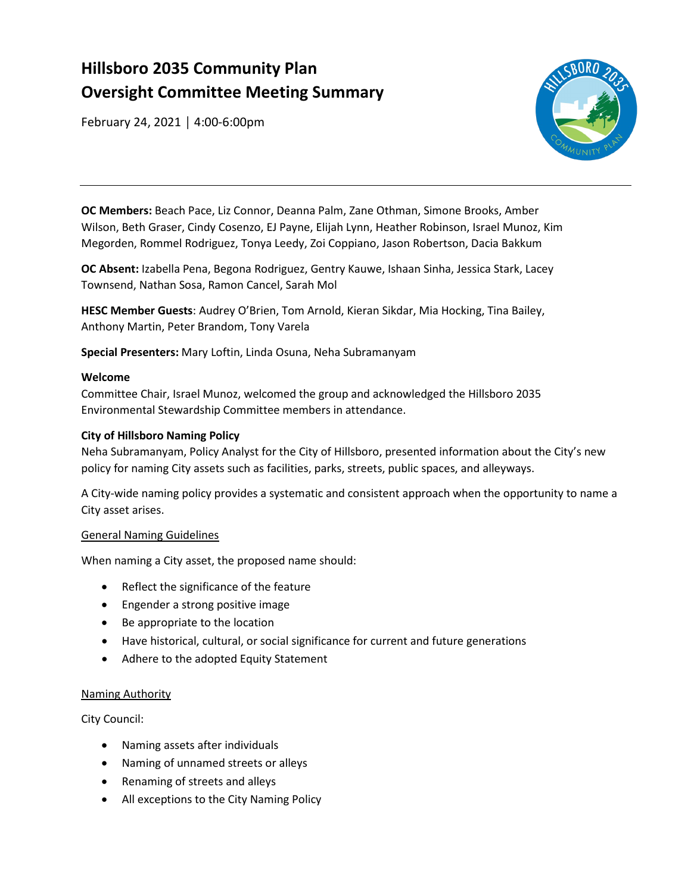# Hillsboro 2035 Community Plan
# Oversight Committee Meeting Summary

February 24, 2021 | 4:00-6:00pm

---

**OC Members:** Beach Pace, Liz Connor, Deanna Palm, Zane Othman, Simone Brooks, Amber Wilson, Beth Graser, Cindy Cosenzo, EJ Payne, Elijah Lynn, Heather Robinson, Israel Munoz, Kim Megorden, Rommel Rodriguez, Tonya Leedy, Zoi Coppiano, Jason Robertson, Dacia Bakkum

**OC Absent:** Izabella Pena, Begona Rodriguez, Gentry Kauwe, Ishaan Sinha, Jessica Stark, Lacey Townsend, Nathan Sosa, Ramon Cancel, Sarah Mol

**HESC Member Guests**: Audrey O'Brien, Tom Arnold, Kieran Sikdar, Mia Hocking, Tina Bailey, Anthony Martin, Peter Brandom, Tony Varela

**Special Presenters:** Mary Loftin, Linda Osuna, Neha Subramanyam

**Welcome**

Committee Chair, Israel Munoz, welcomed the group and acknowledged the Hillsboro 2035 Environmental Stewardship Committee members in attendance.

**City of Hillsboro Naming Policy**

Neha Subramanyam, Policy Analyst for the City of Hillsboro, presented information about the City's new policy for naming City assets such as facilities, parks, streets, public spaces, and alleyways.

A City-wide naming policy provides a systematic and consistent approach when the opportunity to name a City asset arises.

General Naming Guidelines

When naming a City asset, the proposed name should:

- Reflect the significance of the feature
- Engender a strong positive image
- Be appropriate to the location
- Have historical, cultural, or social significance for current and future generations
- Adhere to the adopted Equity Statement

Naming Authority

City Council:

- Naming assets after individuals
- Naming of unnamed streets or alleys
- Renaming of streets and alleys
- All exceptions to the City Naming Policy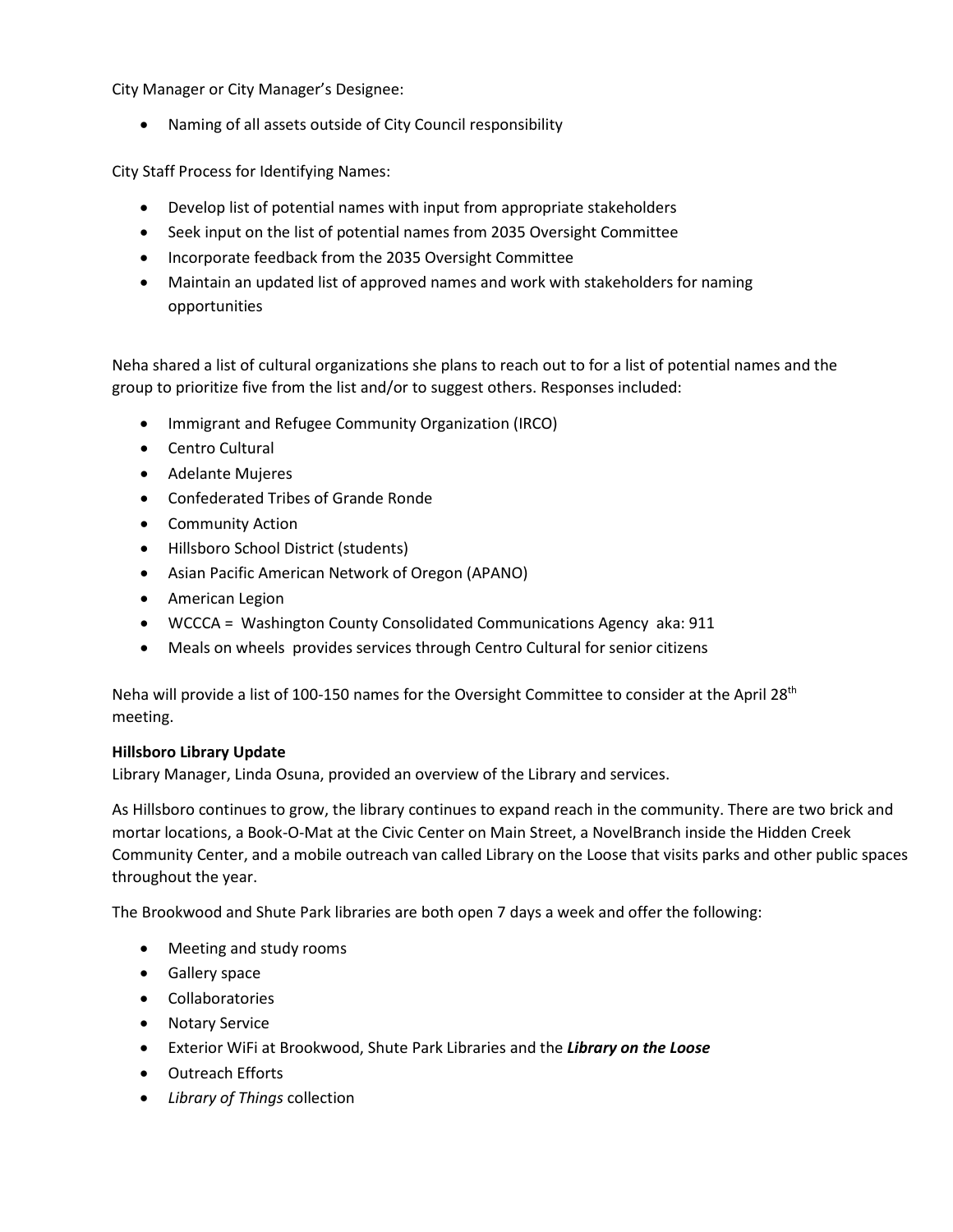City Manager or City Manager's Designee:

- Naming of all assets outside of City Council responsibility

City Staff Process for Identifying Names:

- Develop list of potential names with input from appropriate stakeholders
- Seek input on the list of potential names from 2035 Oversight Committee
- Incorporate feedback from the 2035 Oversight Committee
- Maintain an updated list of approved names and work with stakeholders for naming opportunities

Neha shared a list of cultural organizations she plans to reach out to for a list of potential names and the group to prioritize five from the list and/or to suggest others. Responses included:

- Immigrant and Refugee Community Organization (IRCO)
- Centro Cultural
- Adelante Mujeres
- Confederated Tribes of Grande Ronde
- Community Action
- Hillsboro School District (students)
- Asian Pacific American Network of Oregon (APANO)
- American Legion
- WCCCA = Washington County Consolidated Communications Agency aka: 911
- Meals on wheels provides services through Centro Cultural for senior citizens

Neha will provide a list of 100-150 names for the Oversight Committee to consider at the April 28th meeting.

**Hillsboro Library Update**

Library Manager, Linda Osuna, provided an overview of the Library and services.

As Hillsboro continues to grow, the library continues to expand reach in the community. There are two brick and mortar locations, a Book-O-Mat at the Civic Center on Main Street, a NovelBranch inside the Hidden Creek Community Center, and a mobile outreach van called Library on the Loose that visits parks and other public spaces throughout the year.

The Brookwood and Shute Park libraries are both open 7 days a week and offer the following:

- Meeting and study rooms
- Gallery space
- Collaboratories
- Notary Service
- Exterior WiFi at Brookwood, Shute Park Libraries and the ***Library on the Loose***
- Outreach Efforts
- *Library of Things* collection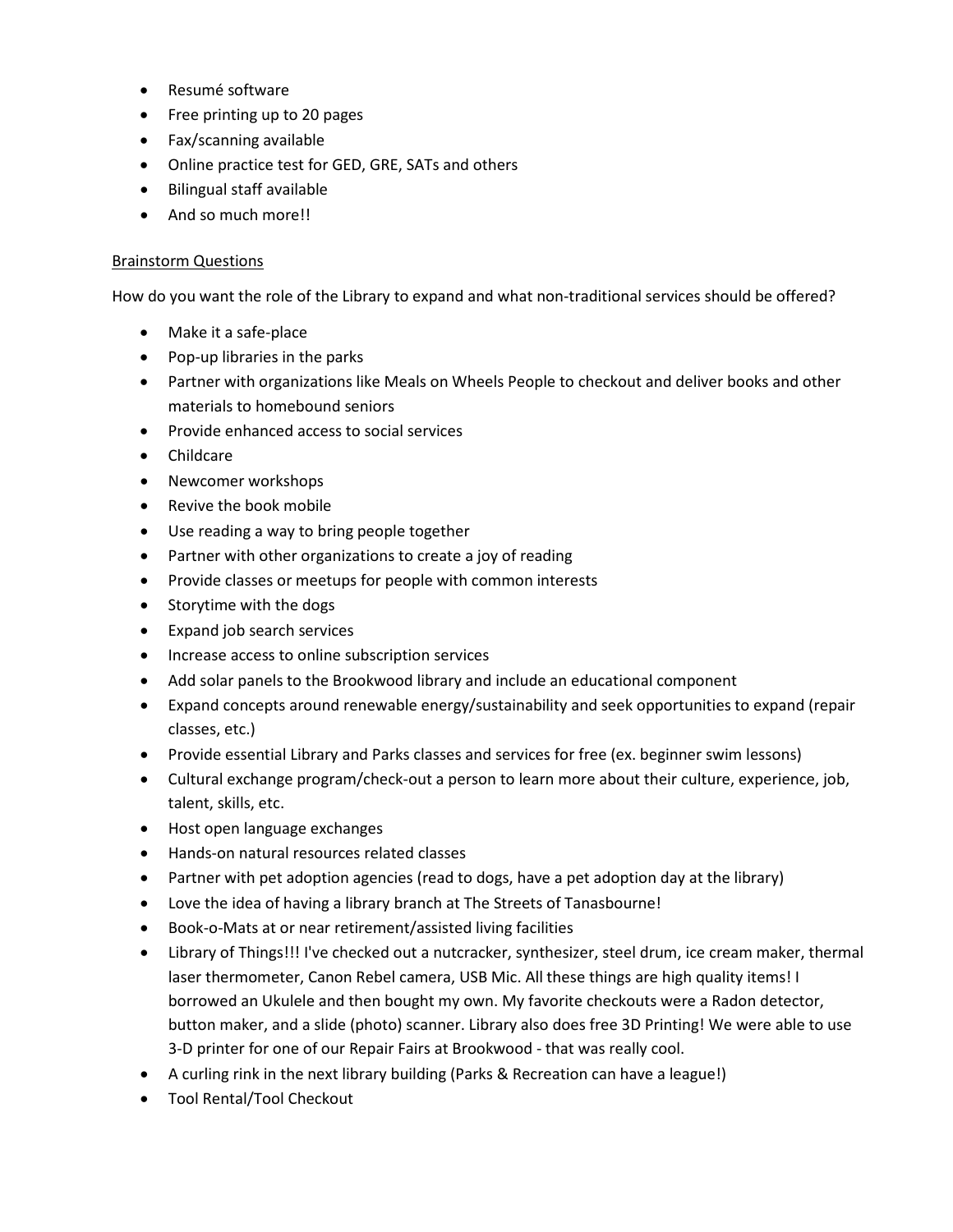- Resumé software
- Free printing up to 20 pages
- Fax/scanning available
- Online practice test for GED, GRE, SATs and others
- Bilingual staff available
- And so much more!!

<u>Brainstorm Questions</u>

How do you want the role of the Library to expand and what non-traditional services should be offered?

- Make it a safe-place
- Pop-up libraries in the parks
- Partner with organizations like Meals on Wheels People to checkout and deliver books and other materials to homebound seniors
- Provide enhanced access to social services
- Childcare
- Newcomer workshops
- Revive the book mobile
- Use reading a way to bring people together
- Partner with other organizations to create a joy of reading
- Provide classes or meetups for people with common interests
- Storytime with the dogs
- Expand job search services
- Increase access to online subscription services
- Add solar panels to the Brookwood library and include an educational component
- Expand concepts around renewable energy/sustainability and seek opportunities to expand (repair classes, etc.)
- Provide essential Library and Parks classes and services for free (ex. beginner swim lessons)
- Cultural exchange program/check-out a person to learn more about their culture, experience, job, talent, skills, etc.
- Host open language exchanges
- Hands-on natural resources related classes
- Partner with pet adoption agencies (read to dogs, have a pet adoption day at the library)
- Love the idea of having a library branch at The Streets of Tanasbourne!
- Book-o-Mats at or near retirement/assisted living facilities
- Library of Things!!! I've checked out a nutcracker, synthesizer, steel drum, ice cream maker, thermal laser thermometer, Canon Rebel camera, USB Mic. All these things are high quality items! I borrowed an Ukulele and then bought my own. My favorite checkouts were a Radon detector, button maker, and a slide (photo) scanner. Library also does free 3D Printing! We were able to use 3-D printer for one of our Repair Fairs at Brookwood - that was really cool.
- A curling rink in the next library building (Parks & Recreation can have a league!)
- Tool Rental/Tool Checkout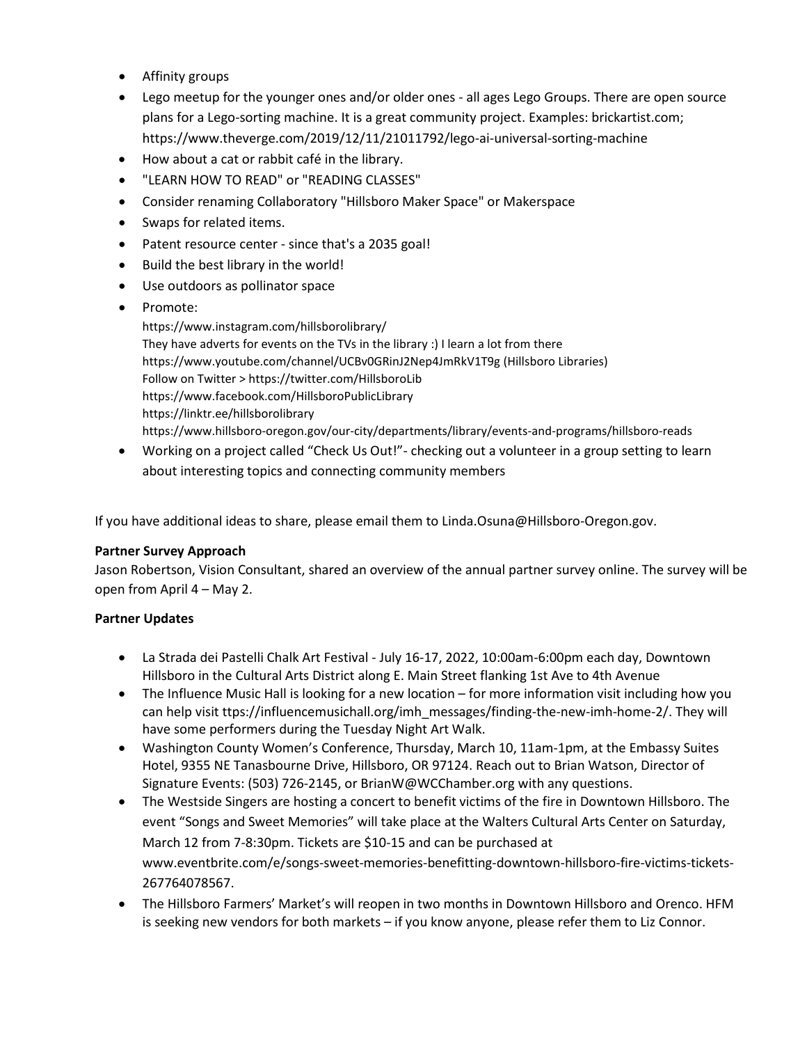- Affinity groups
- Lego meetup for the younger ones and/or older ones - all ages Lego Groups. There are open source plans for a Lego-sorting machine. It is a great community project. Examples: brickartist.com; https://www.theverge.com/2019/12/11/21011792/lego-ai-universal-sorting-machine
- How about a cat or rabbit café in the library.
- "LEARN HOW TO READ" or "READING CLASSES"
- Consider renaming Collaboratory "Hillsboro Maker Space" or Makerspace
- Swaps for related items.
- Patent resource center - since that's a 2035 goal!
- Build the best library in the world!
- Use outdoors as pollinator space
- Promote:
  https://www.instagram.com/hillsborolibrary/
  They have adverts for events on the TVs in the library :) I learn a lot from there
  https://www.youtube.com/channel/UCBv0GRinJ2Nep4JmRkV1T9g (Hillsboro Libraries)
  Follow on Twitter > https://twitter.com/HillsboroLib
  https://www.facebook.com/HillsboroPublicLibrary
  https://linktr.ee/hillsborolibrary
  https://www.hillsboro-oregon.gov/our-city/departments/library/events-and-programs/hillsboro-reads
- Working on a project called "Check Us Out!"- checking out a volunteer in a group setting to learn about interesting topics and connecting community members

If you have additional ideas to share, please email them to Linda.Osuna@Hillsboro-Oregon.gov.

**Partner Survey Approach**

Jason Robertson, Vision Consultant, shared an overview of the annual partner survey online. The survey will be open from April 4 – May 2.

**Partner Updates**

- La Strada dei Pastelli Chalk Art Festival - July 16-17, 2022, 10:00am-6:00pm each day, Downtown Hillsboro in the Cultural Arts District along E. Main Street flanking 1st Ave to 4th Avenue
- The Influence Music Hall is looking for a new location – for more information visit including how you can help visit ttps://influencemusichall.org/imh_messages/finding-the-new-imh-home-2/. They will have some performers during the Tuesday Night Art Walk.
- Washington County Women's Conference, Thursday, March 10, 11am-1pm, at the Embassy Suites Hotel, 9355 NE Tanasbourne Drive, Hillsboro, OR 97124. Reach out to Brian Watson, Director of Signature Events: (503) 726-2145, or BrianW@WCChamber.org with any questions.
- The Westside Singers are hosting a concert to benefit victims of the fire in Downtown Hillsboro. The event "Songs and Sweet Memories" will take place at the Walters Cultural Arts Center on Saturday, March 12 from 7-8:30pm. Tickets are $10-15 and can be purchased at www.eventbrite.com/e/songs-sweet-memories-benefitting-downtown-hillsboro-fire-victims-tickets-267764078567.
- The Hillsboro Farmers' Market's will reopen in two months in Downtown Hillsboro and Orenco. HFM is seeking new vendors for both markets – if you know anyone, please refer them to Liz Connor.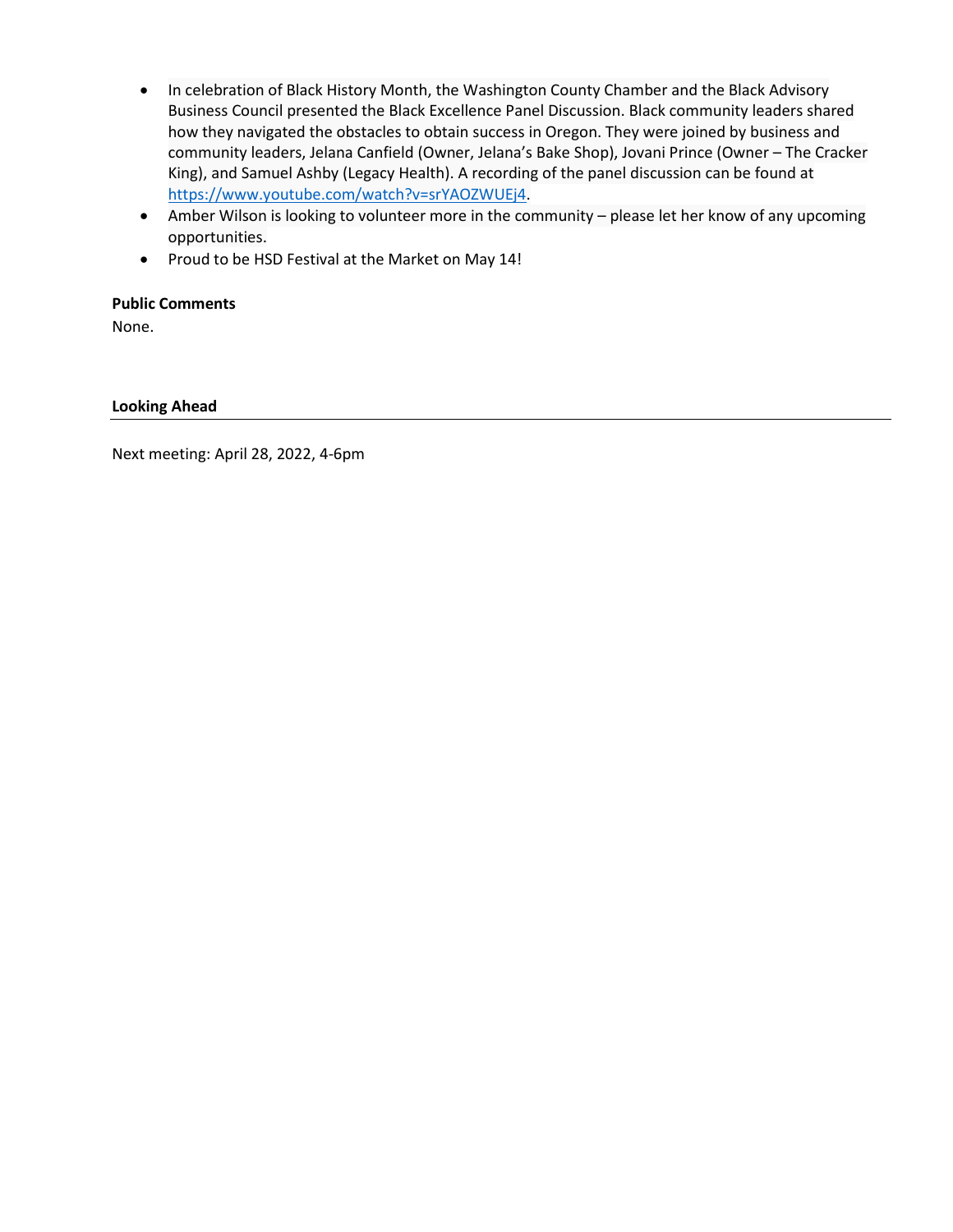- In celebration of Black History Month, the Washington County Chamber and the Black Advisory Business Council presented the Black Excellence Panel Discussion. Black community leaders shared how they navigated the obstacles to obtain success in Oregon. They were joined by business and community leaders, Jelana Canfield (Owner, Jelana's Bake Shop), Jovani Prince (Owner – The Cracker King), and Samuel Ashby (Legacy Health). A recording of the panel discussion can be found at https://www.youtube.com/watch?v=srYAOZWUEj4.
- Amber Wilson is looking to volunteer more in the community – please let her know of any upcoming opportunities.
- Proud to be HSD Festival at the Market on May 14!

**Public Comments**

None.

**Looking Ahead**

---

Next meeting: April 28, 2022, 4-6pm